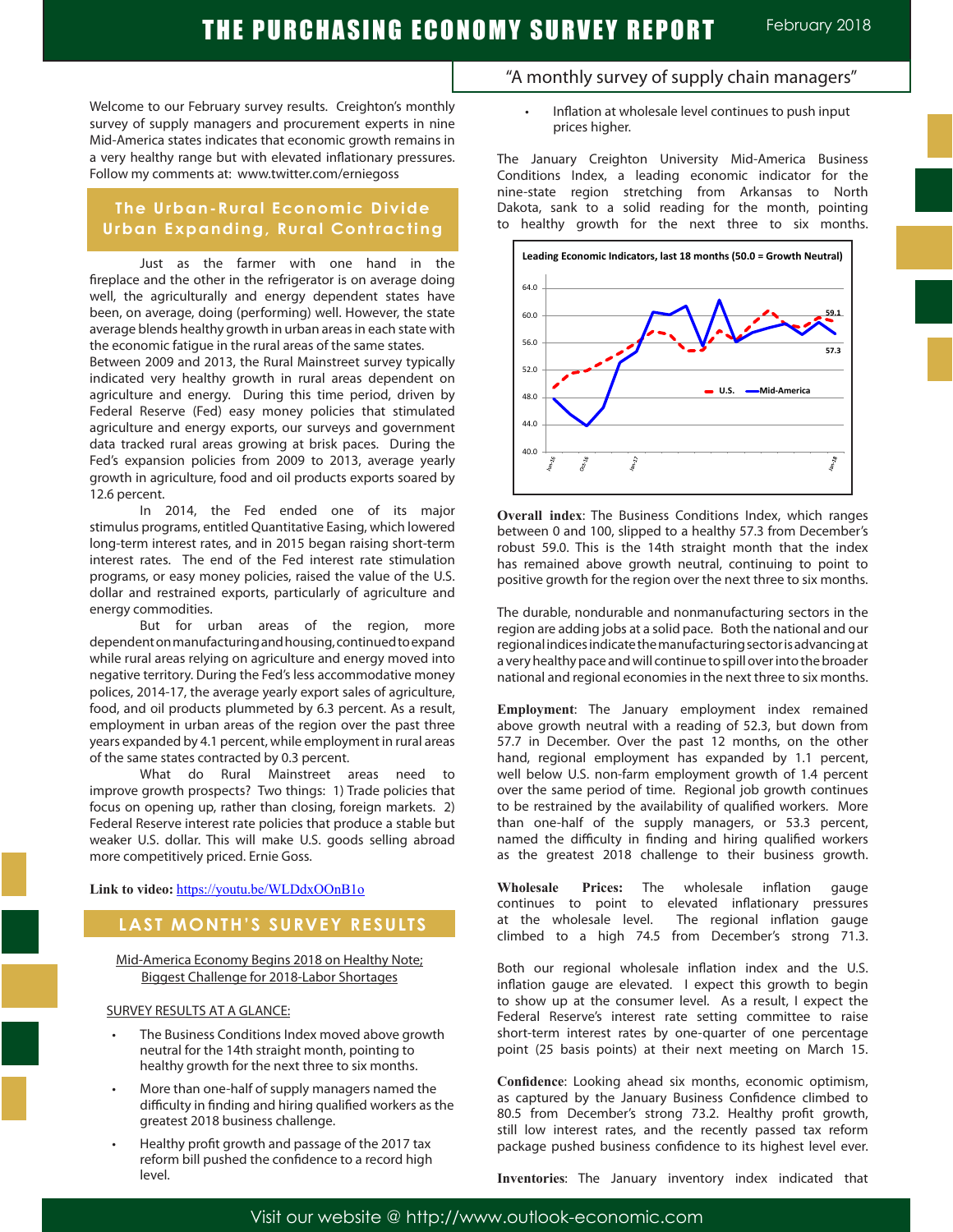# THE PURCHASING ECONOMY SURVEY REPORT

February 2018

"A monthly survey of supply chain managers"

Welcome to our February survey results. Creighton's monthly survey of supply managers and procurement experts in nine Mid-America states indicates that economic growth remains in a very healthy range but with elevated inflationary pressures. Follow my comments at: www.twitter.com/erniegoss

## The Urban-Rural Economic Divide Urban Expanding, Rural Contracting

Just as the farmer with one hand in the fireplace and the other in the refrigerator is on average doing well, the agriculturally and energy dependent states have been, on average, doing (performing) well. However, the state average blends healthy growth in urban areas in each state with the economic fatigue in the rural areas of the same states. Between 2009 and 2013, the Rural Mainstreet survey typically indicated very healthy growth in rural areas dependent on agriculture and energy. During this time period, driven by Federal Reserve (Fed) easy money policies that stimulated agriculture and energy exports, our surveys and government data tracked rural areas growing at brisk paces. During the Fed's expansion policies from 2009 to 2013, average yearly growth in agriculture, food and oil products exports soared by 12.6 percent.

In 2014, the Fed ended one of its major stimulus programs, entitled Quantitative Easing, which lowered long-term interest rates, and in 2015 began raising short-term interest rates. The end of the Fed interest rate stimulation programs, or easy money policies, raised the value of the U.S. dollar and restrained exports, particularly of agriculture and energy commodities.

But for urban areas of the region, more dependent on manufacturing and housing, continued to expand while rural areas relying on agriculture and energy moved into negative territory. During the Fed's less accommodative money polices, 2014-17, the average yearly export sales of agriculture, food, and oil products plummeted by 6.3 percent. As a result, employment in urban areas of the region over the past three years expanded by 4.1 percent, while employment in rural areas of the same states contracted by 0.3 percent.

What do Rural Mainstreet areas need to improve growth prospects? Two things: 1) Trade policies that focus on opening up, rather than closing, foreign markets. 2) Federal Reserve interest rate policies that produce a stable but weaker U.S. dollar. This will make U.S. goods selling abroad more competitively priced. Ernie Goss.

**Link to video:** https://youtu.be/WLDdxOOnB1o

## LAST MONTH'S SURVEY RESULTS

Mid-America Economy Begins 2018 on Healthy Note;
Biggest Challenge for 2018-Labor Shortages

SURVEY RESULTS AT A GLANCE:

- The Business Conditions Index moved above growth neutral for the 14th straight month, pointing to healthy growth for the next three to six months.
- More than one-half of supply managers named the difficulty in finding and hiring qualified workers as the greatest 2018 business challenge.
- Healthy profit growth and passage of the 2017 tax reform bill pushed the confidence to a record high level.
- Inflation at wholesale level continues to push input prices higher.

The January Creighton University Mid-America Business Conditions Index, a leading economic indicator for the nine-state region stretching from Arkansas to North Dakota, sank to a solid reading for the month, pointing to healthy growth for the next three to six months.

**Leading Economic Indicators, last 18 months (50.0 = Growth Neutral)**

(Chart: U.S. and Mid-America series, Jan-16 to Jan-18; latest values 59.1 and 57.3)

**Overall index**: The Business Conditions Index, which ranges between 0 and 100, slipped to a healthy 57.3 from December's robust 59.0. This is the 14th straight month that the index has remained above growth neutral, continuing to point to positive growth for the region over the next three to six months.

The durable, nondurable and nonmanufacturing sectors in the region are adding jobs at a solid pace. Both the national and our regional indices indicate the manufacturing sector is advancing at a very healthy pace and will continue to spill over into the broader national and regional economies in the next three to six months.

**Employment**: The January employment index remained above growth neutral with a reading of 52.3, but down from 57.7 in December. Over the past 12 months, on the other hand, regional employment has expanded by 1.1 percent, well below U.S. non-farm employment growth of 1.4 percent over the same period of time. Regional job growth continues to be restrained by the availability of qualified workers. More than one-half of the supply managers, or 53.3 percent, named the difficulty in finding and hiring qualified workers as the greatest 2018 challenge to their business growth.

**Wholesale Prices:** The wholesale inflation gauge continues to point to elevated inflationary pressures at the wholesale level. The regional inflation gauge climbed to a high 74.5 from December's strong 71.3.

Both our regional wholesale inflation index and the U.S. inflation gauge are elevated. I expect this growth to begin to show up at the consumer level. As a result, I expect the Federal Reserve's interest rate setting committee to raise short-term interest rates by one-quarter of one percentage point (25 basis points) at their next meeting on March 15.

**Confidence**: Looking ahead six months, economic optimism, as captured by the January Business Confidence climbed to 80.5 from December's strong 73.2. Healthy profit growth, still low interest rates, and the recently passed tax reform package pushed business confidence to its highest level ever.

**Inventories**: The January inventory index indicated that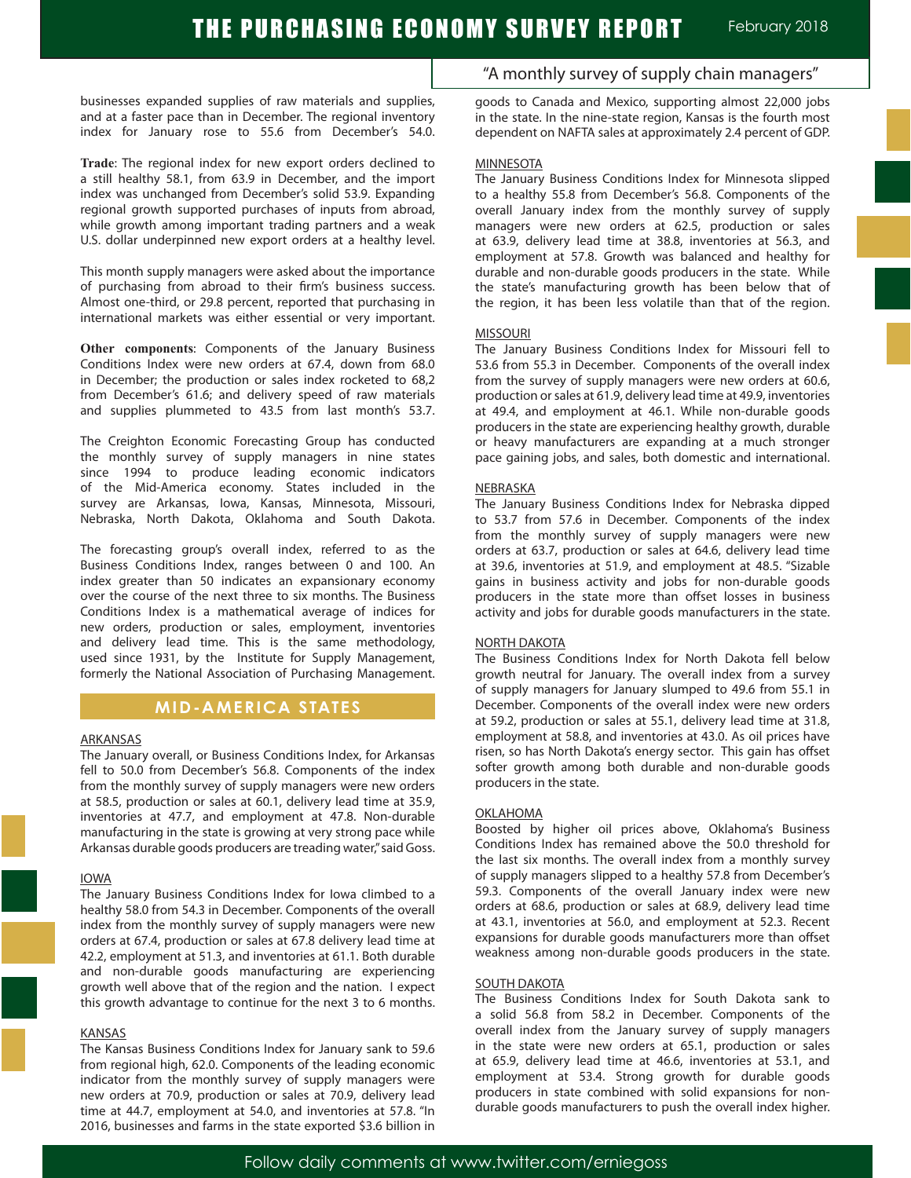businesses expanded supplies of raw materials and supplies, and at a faster pace than in December. The regional inventory index for January rose to 55.6 from December's 54.0.

**Trade**: The regional index for new export orders declined to a still healthy 58.1, from 63.9 in December, and the import index was unchanged from December's solid 53.9. Expanding regional growth supported purchases of inputs from abroad, while growth among important trading partners and a weak U.S. dollar underpinned new export orders at a healthy level.

This month supply managers were asked about the importance of purchasing from abroad to their firm's business success. Almost one-third, or 29.8 percent, reported that purchasing in international markets was either essential or very important.

**Other components**: Components of the January Business Conditions Index were new orders at 67.4, down from 68.0 in December; the production or sales index rocketed to 68,2 from December's 61.6; and delivery speed of raw materials and supplies plummeted to 43.5 from last month's 53.7.

The Creighton Economic Forecasting Group has conducted the monthly survey of supply managers in nine states since 1994 to produce leading economic indicators of the Mid-America economy. States included in the survey are Arkansas, Iowa, Kansas, Minnesota, Missouri, Nebraska, North Dakota, Oklahoma and South Dakota.

The forecasting group's overall index, referred to as the Business Conditions Index, ranges between 0 and 100. An index greater than 50 indicates an expansionary economy over the course of the next three to six months. The Business Conditions Index is a mathematical average of indices for new orders, production or sales, employment, inventories and delivery lead time. This is the same methodology, used since 1931, by the Institute for Supply Management, formerly the National Association of Purchasing Management.

## MID-AMERICA STATES

### ARKANSAS

The January overall, or Business Conditions Index, for Arkansas fell to 50.0 from December's 56.8. Components of the index from the monthly survey of supply managers were new orders at 58.5, production or sales at 60.1, delivery lead time at 35.9, inventories at 47.7, and employment at 47.8. Non-durable manufacturing in the state is growing at very strong pace while Arkansas durable goods producers are treading water," said Goss.

### IOWA

The January Business Conditions Index for Iowa climbed to a healthy 58.0 from 54.3 in December. Components of the overall index from the monthly survey of supply managers were new orders at 67.4, production or sales at 67.8 delivery lead time at 42.2, employment at 51.3, and inventories at 61.1. Both durable and non-durable goods manufacturing are experiencing growth well above that of the region and the nation. I expect this growth advantage to continue for the next 3 to 6 months.

### KANSAS

The Kansas Business Conditions Index for January sank to 59.6 from regional high, 62.0. Components of the leading economic indicator from the monthly survey of supply managers were new orders at 70.9, production or sales at 70.9, delivery lead time at 44.7, employment at 54.0, and inventories at 57.8. "In 2016, businesses and farms in the state exported $3.6 billion in goods to Canada and Mexico, supporting almost 22,000 jobs in the state. In the nine-state region, Kansas is the fourth most dependent on NAFTA sales at approximately 2.4 percent of GDP.

### MINNESOTA

The January Business Conditions Index for Minnesota slipped to a healthy 55.8 from December's 56.8. Components of the overall January index from the monthly survey of supply managers were new orders at 62.5, production or sales at 63.9, delivery lead time at 38.8, inventories at 56.3, and employment at 57.8. Growth was balanced and healthy for durable and non-durable goods producers in the state. While the state's manufacturing growth has been below that of the region, it has been less volatile than that of the region.

### MISSOURI

The January Business Conditions Index for Missouri fell to 53.6 from 55.3 in December. Components of the overall index from the survey of supply managers were new orders at 60.6, production or sales at 61.9, delivery lead time at 49.9, inventories at 49.4, and employment at 46.1. While non-durable goods producers in the state are experiencing healthy growth, durable or heavy manufacturers are expanding at a much stronger pace gaining jobs, and sales, both domestic and international.

### NEBRASKA

The January Business Conditions Index for Nebraska dipped to 53.7 from 57.6 in December. Components of the index from the monthly survey of supply managers were new orders at 63.7, production or sales at 64.6, delivery lead time at 39.6, inventories at 51.9, and employment at 48.5. "Sizable gains in business activity and jobs for non-durable goods producers in the state more than offset losses in business activity and jobs for durable goods manufacturers in the state.

### NORTH DAKOTA

The Business Conditions Index for North Dakota fell below growth neutral for January. The overall index from a survey of supply managers for January slumped to 49.6 from 55.1 in December. Components of the overall index were new orders at 59.2, production or sales at 55.1, delivery lead time at 31.8, employment at 58.8, and inventories at 43.0. As oil prices have risen, so has North Dakota's energy sector. This gain has offset softer growth among both durable and non-durable goods producers in the state.

### OKLAHOMA

Boosted by higher oil prices above, Oklahoma's Business Conditions Index has remained above the 50.0 threshold for the last six months. The overall index from a monthly survey of supply managers slipped to a healthy 57.8 from December's 59.3. Components of the overall January index were new orders at 68.6, production or sales at 68.9, delivery lead time at 43.1, inventories at 56.0, and employment at 52.3. Recent expansions for durable goods manufacturers more than offset weakness among non-durable goods producers in the state.

### SOUTH DAKOTA

The Business Conditions Index for South Dakota sank to a solid 56.8 from 58.2 in December. Components of the overall index from the January survey of supply managers in the state were new orders at 65.1, production or sales at 65.9, delivery lead time at 46.6, inventories at 53.1, and employment at 53.4. Strong growth for durable goods producers in state combined with solid expansions for non-durable goods manufacturers to push the overall index higher.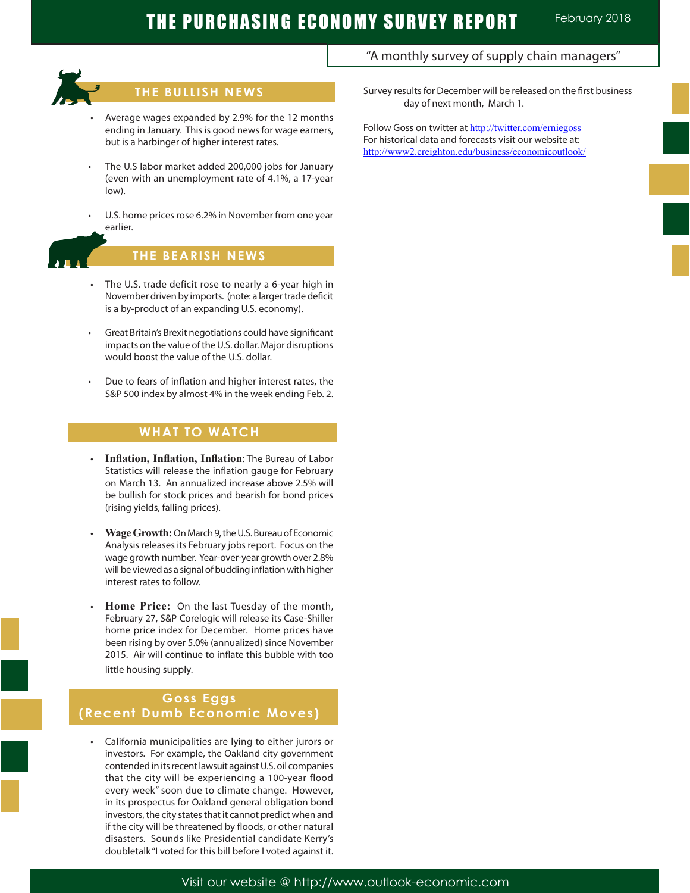# THE PURCHASING ECONOMY SURVEY REPORT

February 2018

"A monthly survey of supply chain managers"

## THE BULLISH NEWS

- Average wages expanded by 2.9% for the 12 months ending in January. This is good news for wage earners, but is a harbinger of higher interest rates.
- The U.S labor market added 200,000 jobs for January (even with an unemployment rate of 4.1%, a 17-year low).
- U.S. home prices rose 6.2% in November from one year earlier.

## THE BEARISH NEWS

- The U.S. trade deficit rose to nearly a 6-year high in November driven by imports. (note: a larger trade deficit is a by-product of an expanding U.S. economy).
- Great Britain's Brexit negotiations could have significant impacts on the value of the U.S. dollar. Major disruptions would boost the value of the U.S. dollar.
- Due to fears of inflation and higher interest rates, the S&P 500 index by almost 4% in the week ending Feb. 2.

## WHAT TO WATCH

- **Inflation, Inflation, Inflation**: The Bureau of Labor Statistics will release the inflation gauge for February on March 13. An annualized increase above 2.5% will be bullish for stock prices and bearish for bond prices (rising yields, falling prices).
- **Wage Growth:** On March 9, the U.S. Bureau of Economic Analysis releases its February jobs report. Focus on the wage growth number. Year-over-year growth over 2.8% will be viewed as a signal of budding inflation with higher interest rates to follow.
- **Home Price:** On the last Tuesday of the month, February 27, S&P Corelogic will release its Case-Shiller home price index for December. Home prices have been rising by over 5.0% (annualized) since November 2015. Air will continue to inflate this bubble with too little housing supply.

## Goss Eggs (Recent Dumb Economic Moves)

- California municipalities are lying to either jurors or investors. For example, the Oakland city government contended in its recent lawsuit against U.S. oil companies that the city will be experiencing a 100-year flood every week" soon due to climate change. However, in its prospectus for Oakland general obligation bond investors, the city states that it cannot predict when and if the city will be threatened by floods, or other natural disasters. Sounds like Presidential candidate Kerry's doubletalk "I voted for this bill before I voted against it.

Survey results for December will be released on the first business day of next month, March 1.

Follow Goss on twitter at http://twitter.com/erniegoss
For historical data and forecasts visit our website at:
http://www2.creighton.edu/business/economicoutlook/

Visit our website @ http://www.outlook-economic.com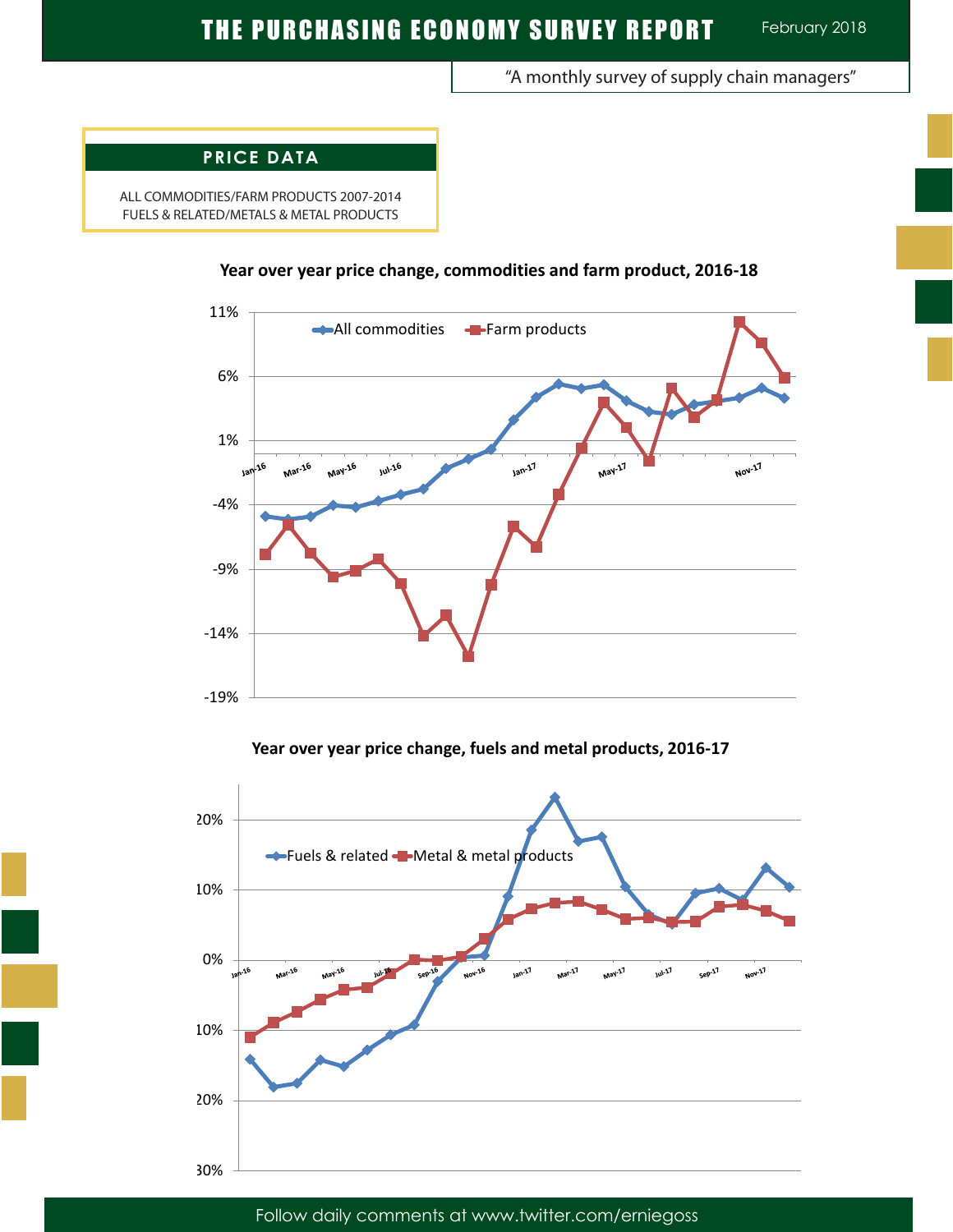# THE PURCHASING ECONOMY SURVEY REPORT

February 2018

"A monthly survey of supply chain managers"

## PRICE DATA

ALL COMMODITIES/FARM PRODUCTS 2007-2014
FUELS & RELATED/METALS & METAL PRODUCTS

**Year over year price change, commodities and farm product, 2016-18**

11%
6%
1%
-4%
-9%
-14%
-19%

All commodities
Farm products

Jan-16 Mar-16 May-16 Jul-16 Jan-17 May-17 Nov-17

**Year over year price change, fuels and metal products, 2016-17**

20%
10%
0%
10%
20%
30%

Fuels & related
Metal & metal products

Jan-16 Mar-16 May-16 Jul-16 Sep-16 Nov-16 Jan-17 Mar-17 May-17 Jul-17 Sep-17 Nov-17

Follow daily comments at www.twitter.com/erniegoss